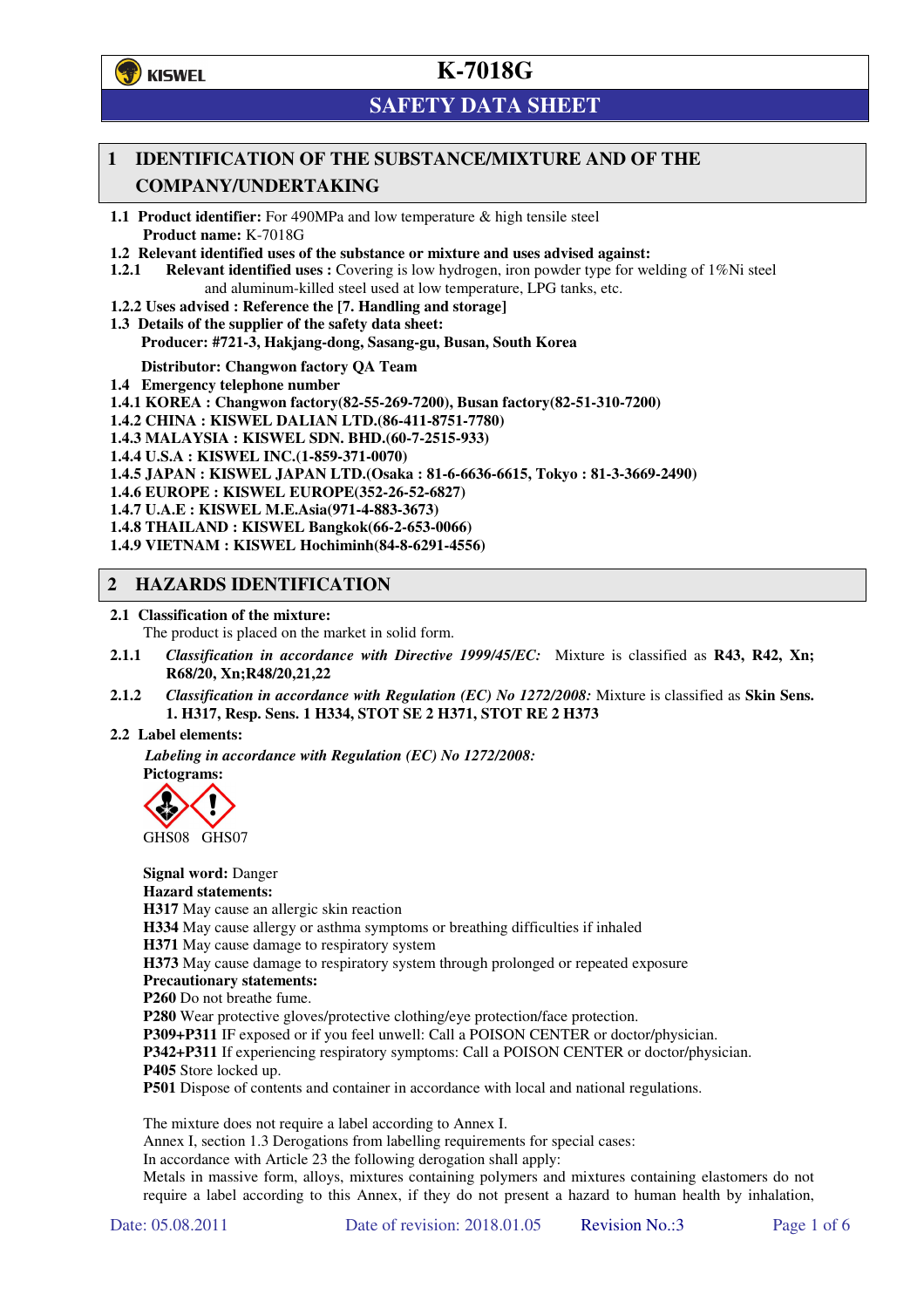# K-7018G

## SAFETY DATA SHEET

## 1 IDENTIFICATION OF THE SUBSTANCE/MIXTURE AND OF THE COMPANY/UNDERTAKING

**1.1 Product identifier:** For 490MPa and low temperature & high tensile steel
**Product name:** K-7018G

**1.2 Relevant identified uses of the substance or mixture and uses advised against:**

**1.2.1 Relevant identified uses :** Covering is low hydrogen, iron powder type for welding of 1%Ni steel and aluminum-killed steel used at low temperature, LPG tanks, etc.

**1.2.2 Uses advised : Reference the [7. Handling and storage]**

**1.3 Details of the supplier of the safety data sheet:**
**Producer: #721-3, Hakjang-dong, Sasang-gu, Busan, South Korea**

**Distributor: Changwon factory QA Team**

**1.4 Emergency telephone number**

**1.4.1 KOREA : Changwon factory(82-55-269-7200), Busan factory(82-51-310-7200)**
**1.4.2 CHINA : KISWEL DALIAN LTD.(86-411-8751-7780)**
**1.4.3 MALAYSIA : KISWEL SDN. BHD.(60-7-2515-933)**
**1.4.4 U.S.A : KISWEL INC.(1-859-371-0070)**
**1.4.5 JAPAN : KISWEL JAPAN LTD.(Osaka : 81-6-6636-6615, Tokyo : 81-3-3669-2490)**
**1.4.6 EUROPE : KISWEL EUROPE(352-26-52-6827)**
**1.4.7 U.A.E : KISWEL M.E.Asia(971-4-883-3673)**
**1.4.8 THAILAND : KISWEL Bangkok(66-2-653-0066)**
**1.4.9 VIETNAM : KISWEL Hochiminh(84-8-6291-4556)**

## 2 HAZARDS IDENTIFICATION

**2.1 Classification of the mixture:**
The product is placed on the market in solid form.

**2.1.1** *Classification in accordance with Directive 1999/45/EC:* Mixture is classified as **R43, R42, Xn; R68/20, Xn;R48/20,21,22**

**2.1.2** *Classification in accordance with Regulation (EC) No 1272/2008:* Mixture is classified as **Skin Sens. 1. H317, Resp. Sens. 1 H334, STOT SE 2 H371, STOT RE 2 H373**

**2.2 Label elements:**

***Labeling in accordance with Regulation (EC) No 1272/2008:***

**Pictograms:**

GHS08 GHS07

**Signal word:** Danger

**Hazard statements:**

**H317** May cause an allergic skin reaction
**H334** May cause allergy or asthma symptoms or breathing difficulties if inhaled
**H371** May cause damage to respiratory system
**H373** May cause damage to respiratory system through prolonged or repeated exposure

**Precautionary statements:**

**P260** Do not breathe fume.
**P280** Wear protective gloves/protective clothing/eye protection/face protection.
**P309+P311** IF exposed or if you feel unwell: Call a POISON CENTER or doctor/physician.
**P342+P311** If experiencing respiratory symptoms: Call a POISON CENTER or doctor/physician.
**P405** Store locked up.
**P501** Dispose of contents and container in accordance with local and national regulations.

The mixture does not require a label according to Annex I.
Annex I, section 1.3 Derogations from labelling requirements for special cases:
In accordance with Article 23 the following derogation shall apply:
Metals in massive form, alloys, mixtures containing polymers and mixtures containing elastomers do not require a label according to this Annex, if they do not present a hazard to human health by inhalation,

Date: 05.08.2011 Date of revision: 2018.01.05 Revision No.:3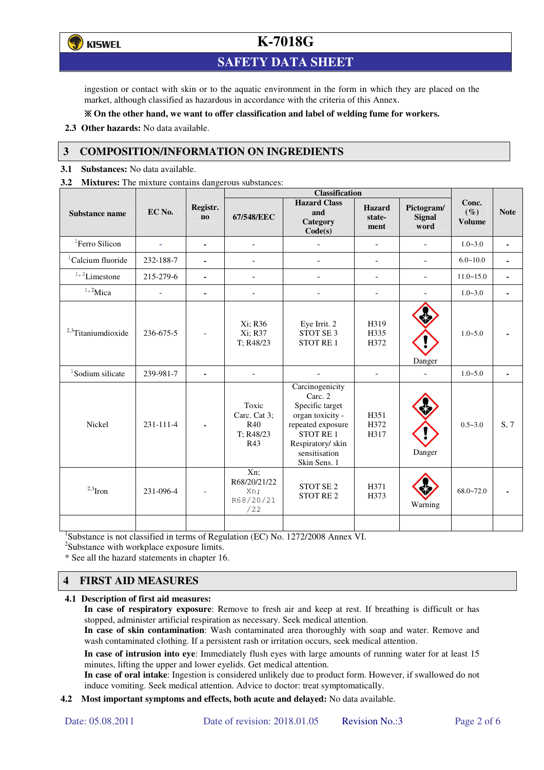ingestion or contact with skin or to the aquatic environment in the form in which they are placed on the market, although classified as hazardous in accordance with the criteria of this Annex.

**※ On the other hand, we want to offer classification and label of welding fume for workers.**

**2.3 Other hazards:** No data available.

## 3 COMPOSITION/INFORMATION ON INGREDIENTS

**3.1 Substances:** No data available.

**3.2 Mixtures:** The mixture contains dangerous substances:

| Substance name | EC No. | Registr. no | Classification | | | | Conc. (%) Volume | Note |
|---|---|---|---|---|---|---|---|---|
| | | | 67/548/EEC | Hazard Class and Category Code(s) | Hazard state-ment | Pictogram/ Signal word | | |
| [1]Ferro Silicon | - | - | - | - | - | - | 1.0~3.0 | - |
| [1]Calcium fluoride | 232-188-7 | - | - | - | - | - | 6.0~10.0 | - |
| [1,2]Limestone | 215-279-6 | - | - | - | - | - | 11.0~15.0 | - |
| [1,2]Mica | - | - | - | - | - | - | 1.0~3.0 | - |
| [2,3]Titaniumdioxide | 236-675-5 | - | Xi; R36<br>Xi; R37<br>T; R48/23 | Eye Irrit. 2<br>STOT SE 3<br>STOT RE 1 | H319<br>H335<br>H372 | Danger | 1.0~5.0 | - |
| [1]Sodium silicate | 239-981-7 | - | - | - | - | - | 1.0~5.0 | - |
| Nickel | 231-111-4 | - | Toxic<br>Carc. Cat 3;<br>R40<br>T; R48/23<br>R43 | Carcinogenicity<br>Carc. 2<br>Specific target organ toxicity - repeated exposure<br>STOT RE 1<br>Respiratory/ skin sensitisation<br>Skin Sens. 1 | H351<br>H372<br>H317 | Danger | 0.5~3.0 | S, 7 |
| [2,3]Iron | 231-096-4 | - | Xn;<br>R68/20/21/22<br>Xn;<br>R68/20/21/22 | STOT SE 2<br>STOT RE 2 | H371<br>H373 | Warning | 68.0~72.0 | - |
| | | | | | | | | |

[1]Substance is not classified in terms of Regulation (EC) No. 1272/2008 Annex VI.
[2]Substance with workplace exposure limits.
* See all the hazard statements in chapter 16.

## 4 FIRST AID MEASURES

**4.1 Description of first aid measures:**

**In case of respiratory exposure**: Remove to fresh air and keep at rest. If breathing is difficult or has stopped, administer artificial respiration as necessary. Seek medical attention.

**In case of skin contamination**: Wash contaminated area thoroughly with soap and water. Remove and wash contaminated clothing. If a persistent rash or irritation occurs, seek medical attention.

**In case of intrusion into eye**: Immediately flush eyes with large amounts of running water for at least 15 minutes, lifting the upper and lower eyelids. Get medical attention.

**In case of oral intake**: Ingestion is considered unlikely due to product form. However, if swallowed do not induce vomiting. Seek medical attention. Advice to doctor: treat symptomatically.

**4.2 Most important symptoms and effects, both acute and delayed:** No data available.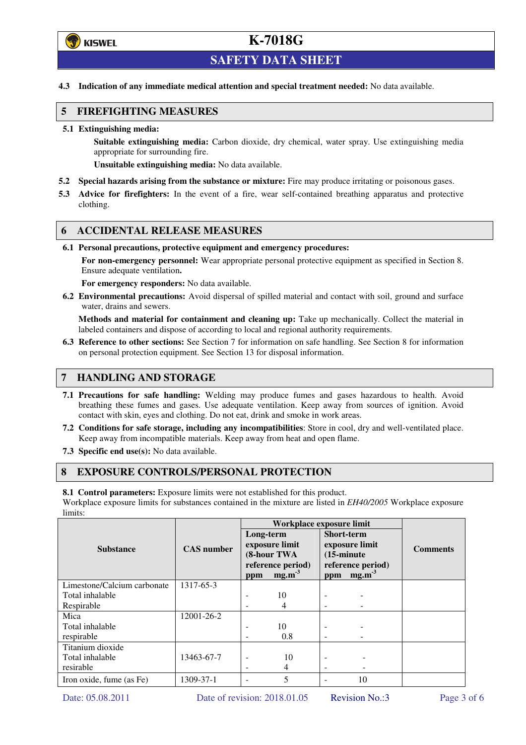**4.3 Indication of any immediate medical attention and special treatment needed:** No data available.

## 5 FIREFIGHTING MEASURES

**5.1 Extinguishing media:**

**Suitable extinguishing media:** Carbon dioxide, dry chemical, water spray. Use extinguishing media appropriate for surrounding fire.

**Unsuitable extinguishing media:** No data available.

**5.2 Special hazards arising from the substance or mixture:** Fire may produce irritating or poisonous gases.

**5.3 Advice for firefighters:** In the event of a fire, wear self-contained breathing apparatus and protective clothing.

## 6 ACCIDENTAL RELEASE MEASURES

**6.1 Personal precautions, protective equipment and emergency procedures:**

**For non-emergency personnel:** Wear appropriate personal protective equipment as specified in Section 8. Ensure adequate ventilation**.**

**For emergency responders:** No data available.

**6.2 Environmental precautions:** Avoid dispersal of spilled material and contact with soil, ground and surface water, drains and sewers.

**Methods and material for containment and cleaning up:** Take up mechanically. Collect the material in labeled containers and dispose of according to local and regional authority requirements.

**6.3 Reference to other sections:** See Section 7 for information on safe handling. See Section 8 for information on personal protection equipment. See Section 13 for disposal information.

## 7 HANDLING AND STORAGE

**7.1 Precautions for safe handling:** Welding may produce fumes and gases hazardous to health. Avoid breathing these fumes and gases. Use adequate ventilation. Keep away from sources of ignition. Avoid contact with skin, eyes and clothing. Do not eat, drink and smoke in work areas.

**7.2 Conditions for safe storage, including any incompatibilities**: Store in cool, dry and well-ventilated place. Keep away from incompatible materials. Keep away from heat and open flame.

**7.3 Specific end use(s):** No data available.

## 8 EXPOSURE CONTROLS/PERSONAL PROTECTION

**8.1 Control parameters:** Exposure limits were not established for this product.

Workplace exposure limits for substances contained in the mixture are listed in *EH40/2005* Workplace exposure limits:

| Substance | CAS number | Workplace exposure limit | | | | Comments |
|---|---|---|---|---|---|---|
| | | Long-term exposure limit (8-hour TWA reference period) | | Short-term exposure limit (15-minute reference period) | | |
| | | ppm | $mg.m^{-3}$ | ppm | $mg.m^{-3}$ | |
| Limestone/Calcium carbonate<br>Total inhalable<br>Respirable | 1317-65-3 | <br>-<br>- | <br>10<br>4 | <br>-<br>- | <br>-<br>- | |
| Mica<br>Total inhalable<br>respirable | 12001-26-2 | <br>-<br>- | <br>10<br>0.8 | <br>-<br>- | <br>-<br>- | |
| Titanium dioxide<br>Total inhalable<br>resirable | 13463-67-7 | <br>-<br>- | <br>10<br>4 | <br>-<br>- | <br>-<br>- | |
| Iron oxide, fume (as Fe) | 1309-37-1 | - | 5 | - | 10 | |

Date: 05.08.2011 Date of revision: 2018.01.05 Revision No.:3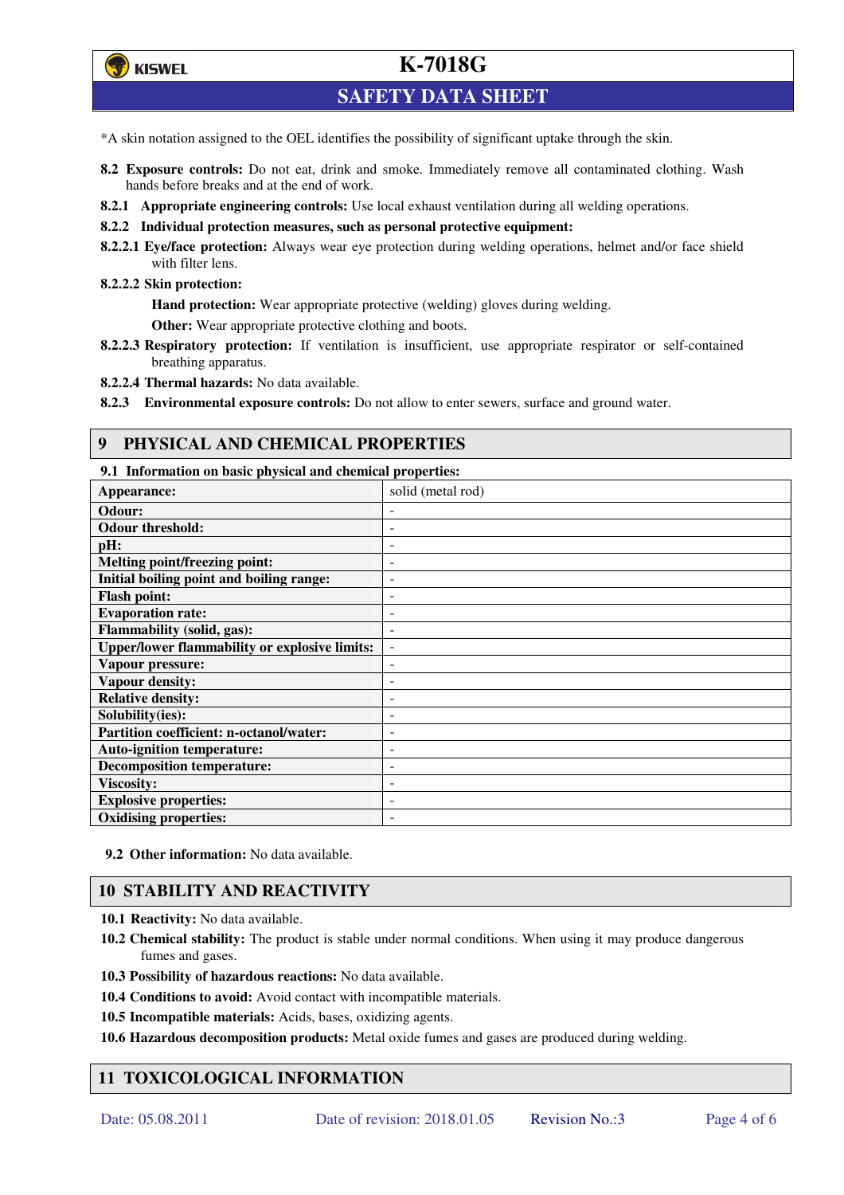*A skin notation assigned to the OEL identifies the possibility of significant uptake through the skin.

**8.2 Exposure controls:** Do not eat, drink and smoke. Immediately remove all contaminated clothing. Wash hands before breaks and at the end of work.

**8.2.1 Appropriate engineering controls:** Use local exhaust ventilation during all welding operations.

**8.2.2 Individual protection measures, such as personal protective equipment:**

**8.2.2.1 Eye/face protection:** Always wear eye protection during welding operations, helmet and/or face shield with filter lens.

**8.2.2.2 Skin protection:**

**Hand protection:** Wear appropriate protective (welding) gloves during welding.

**Other:** Wear appropriate protective clothing and boots.

**8.2.2.3 Respiratory protection:** If ventilation is insufficient, use appropriate respirator or self-contained breathing apparatus.

**8.2.2.4 Thermal hazards:** No data available.

**8.2.3 Environmental exposure controls:** Do not allow to enter sewers, surface and ground water.

## 9 PHYSICAL AND CHEMICAL PROPERTIES

**9.1 Information on basic physical and chemical properties:**

| Property | Value |
|---|---|
| **Appearance:** | solid (metal rod) |
| **Odour:** | - |
| **Odour threshold:** | - |
| **pH:** | - |
| **Melting point/freezing point:** | - |
| **Initial boiling point and boiling range:** | - |
| **Flash point:** | - |
| **Evaporation rate:** | - |
| **Flammability (solid, gas):** | - |
| **Upper/lower flammability or explosive limits:** | - |
| **Vapour pressure:** | - |
| **Vapour density:** | - |
| **Relative density:** | - |
| **Solubility(ies):** | - |
| **Partition coefficient: n-octanol/water:** | - |
| **Auto-ignition temperature:** | - |
| **Decomposition temperature:** | - |
| **Viscosity:** | - |
| **Explosive properties:** | - |
| **Oxidising properties:** | - |

**9.2 Other information:** No data available.

## 10 STABILITY AND REACTIVITY

**10.1 Reactivity:** No data available.

**10.2 Chemical stability:** The product is stable under normal conditions. When using it may produce dangerous fumes and gases.

**10.3 Possibility of hazardous reactions:** No data available.

**10.4 Conditions to avoid:** Avoid contact with incompatible materials.

**10.5 Incompatible materials:** Acids, bases, oxidizing agents.

**10.6 Hazardous decomposition products:** Metal oxide fumes and gases are produced during welding.

## 11 TOXICOLOGICAL INFORMATION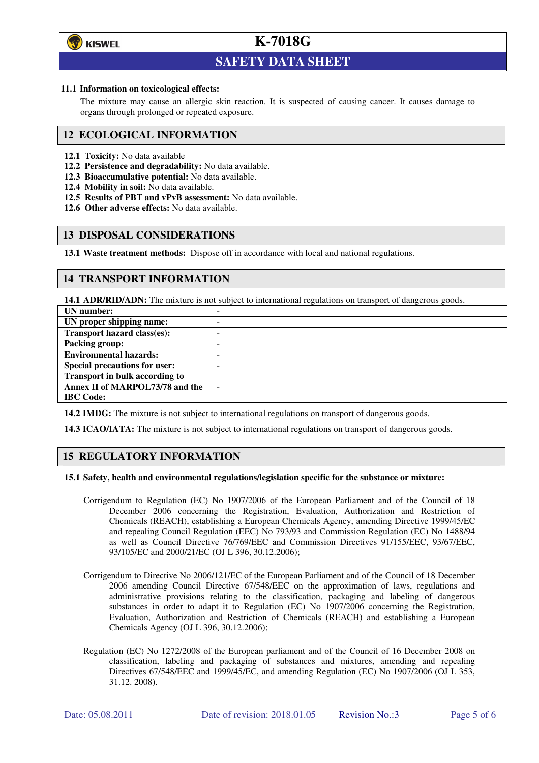**11.1 Information on toxicological effects:**

The mixture may cause an allergic skin reaction. It is suspected of causing cancer. It causes damage to organs through prolonged or repeated exposure.

## 12 ECOLOGICAL INFORMATION

**12.1 Toxicity:** No data available

**12.2 Persistence and degradability:** No data available.

**12.3 Bioaccumulative potential:** No data available.

**12.4 Mobility in soil:** No data available.

**12.5 Results of PBT and vPvB assessment:** No data available.

**12.6 Other adverse effects:** No data available.

## 13 DISPOSAL CONSIDERATIONS

**13.1 Waste treatment methods:** Dispose off in accordance with local and national regulations.

## 14 TRANSPORT INFORMATION

**14.1 ADR/RID/ADN:** The mixture is not subject to international regulations on transport of dangerous goods.

| | |
|---|---|
| **UN number:** | - |
| **UN proper shipping name:** | - |
| **Transport hazard class(es):** | - |
| **Packing group:** | - |
| **Environmental hazards:** | - |
| **Special precautions for user:** | - |
| **Transport in bulk according to Annex II of MARPOL73/78 and the IBC Code:** | - |

**14.2 IMDG:** The mixture is not subject to international regulations on transport of dangerous goods.

**14.3 ICAO/IATA:** The mixture is not subject to international regulations on transport of dangerous goods.

## 15 REGULATORY INFORMATION

**15.1 Safety, health and environmental regulations/legislation specific for the substance or mixture:**

Corrigendum to Regulation (EC) No 1907/2006 of the European Parliament and of the Council of 18 December 2006 concerning the Registration, Evaluation, Authorization and Restriction of Chemicals (REACH), establishing a European Chemicals Agency, amending Directive 1999/45/EC and repealing Council Regulation (EEC) No 793/93 and Commission Regulation (EC) No 1488/94 as well as Council Directive 76/769/EEC and Commission Directives 91/155/EEC, 93/67/EEC, 93/105/EC and 2000/21/EC (OJ L 396, 30.12.2006);

Corrigendum to Directive No 2006/121/EC of the European Parliament and of the Council of 18 December 2006 amending Council Directive 67/548/EEC on the approximation of laws, regulations and administrative provisions relating to the classification, packaging and labeling of dangerous substances in order to adapt it to Regulation (EC) No 1907/2006 concerning the Registration, Evaluation, Authorization and Restriction of Chemicals (REACH) and establishing a European Chemicals Agency (OJ L 396, 30.12.2006);

Regulation (EC) No 1272/2008 of the European parliament and of the Council of 16 December 2008 on classification, labeling and packaging of substances and mixtures, amending and repealing Directives 67/548/EEC and 1999/45/EC, and amending Regulation (EC) No 1907/2006 (OJ L 353, 31.12. 2008).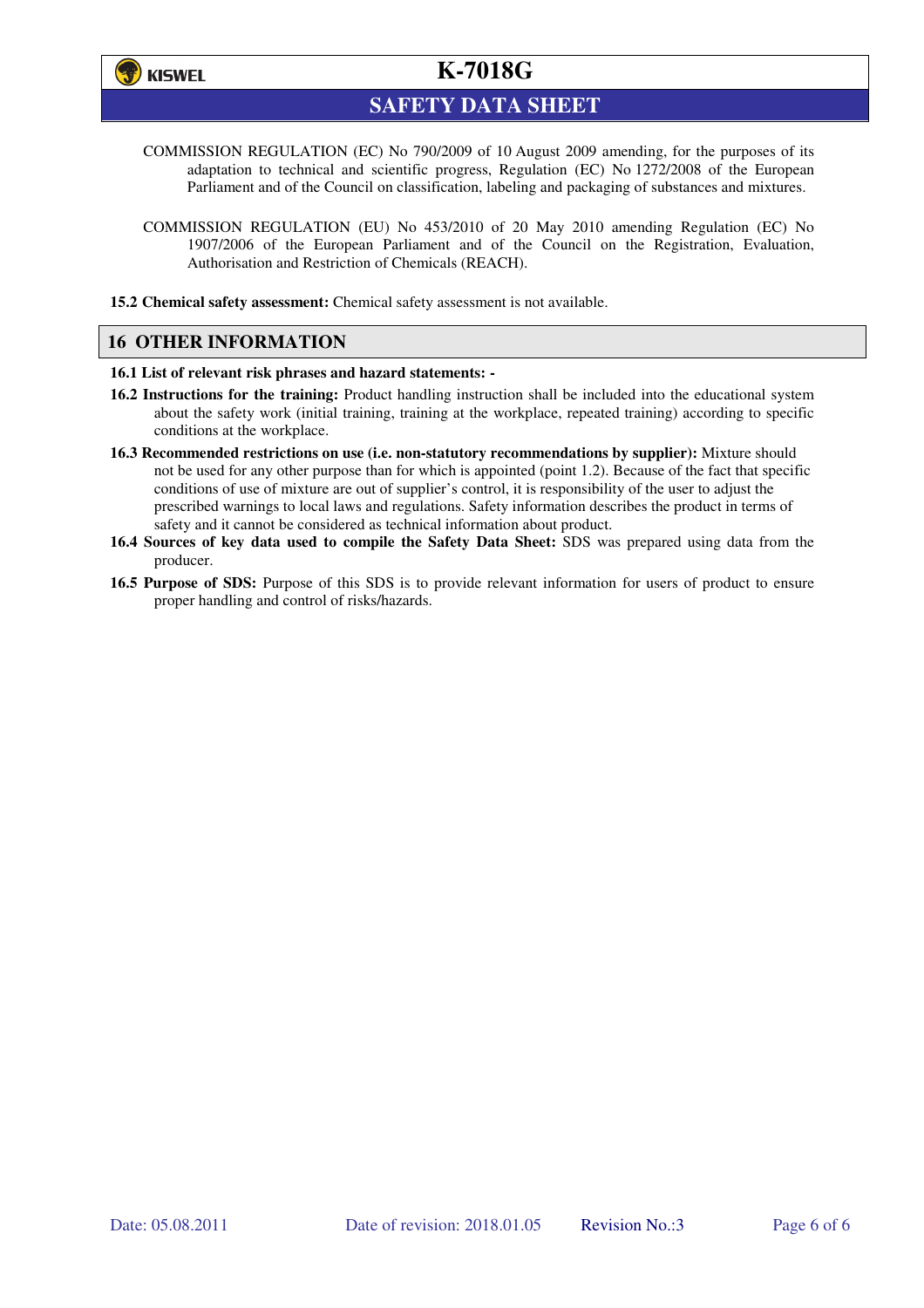COMMISSION REGULATION (EC) No 790/2009 of 10 August 2009 amending, for the purposes of its adaptation to technical and scientific progress, Regulation (EC) No 1272/2008 of the European Parliament and of the Council on classification, labeling and packaging of substances and mixtures.

COMMISSION REGULATION (EU) No 453/2010 of 20 May 2010 amending Regulation (EC) No 1907/2006 of the European Parliament and of the Council on the Registration, Evaluation, Authorisation and Restriction of Chemicals (REACH).

**15.2 Chemical safety assessment:** Chemical safety assessment is not available.

## 16 OTHER INFORMATION

**16.1 List of relevant risk phrases and hazard statements: -**

**16.2 Instructions for the training:** Product handling instruction shall be included into the educational system about the safety work (initial training, training at the workplace, repeated training) according to specific conditions at the workplace.

**16.3 Recommended restrictions on use (i.e. non-statutory recommendations by supplier):** Mixture should not be used for any other purpose than for which is appointed (point 1.2). Because of the fact that specific conditions of use of mixture are out of supplier's control, it is responsibility of the user to adjust the prescribed warnings to local laws and regulations. Safety information describes the product in terms of safety and it cannot be considered as technical information about product.

**16.4 Sources of key data used to compile the Safety Data Sheet:** SDS was prepared using data from the producer.

**16.5 Purpose of SDS:** Purpose of this SDS is to provide relevant information for users of product to ensure proper handling and control of risks/hazards.